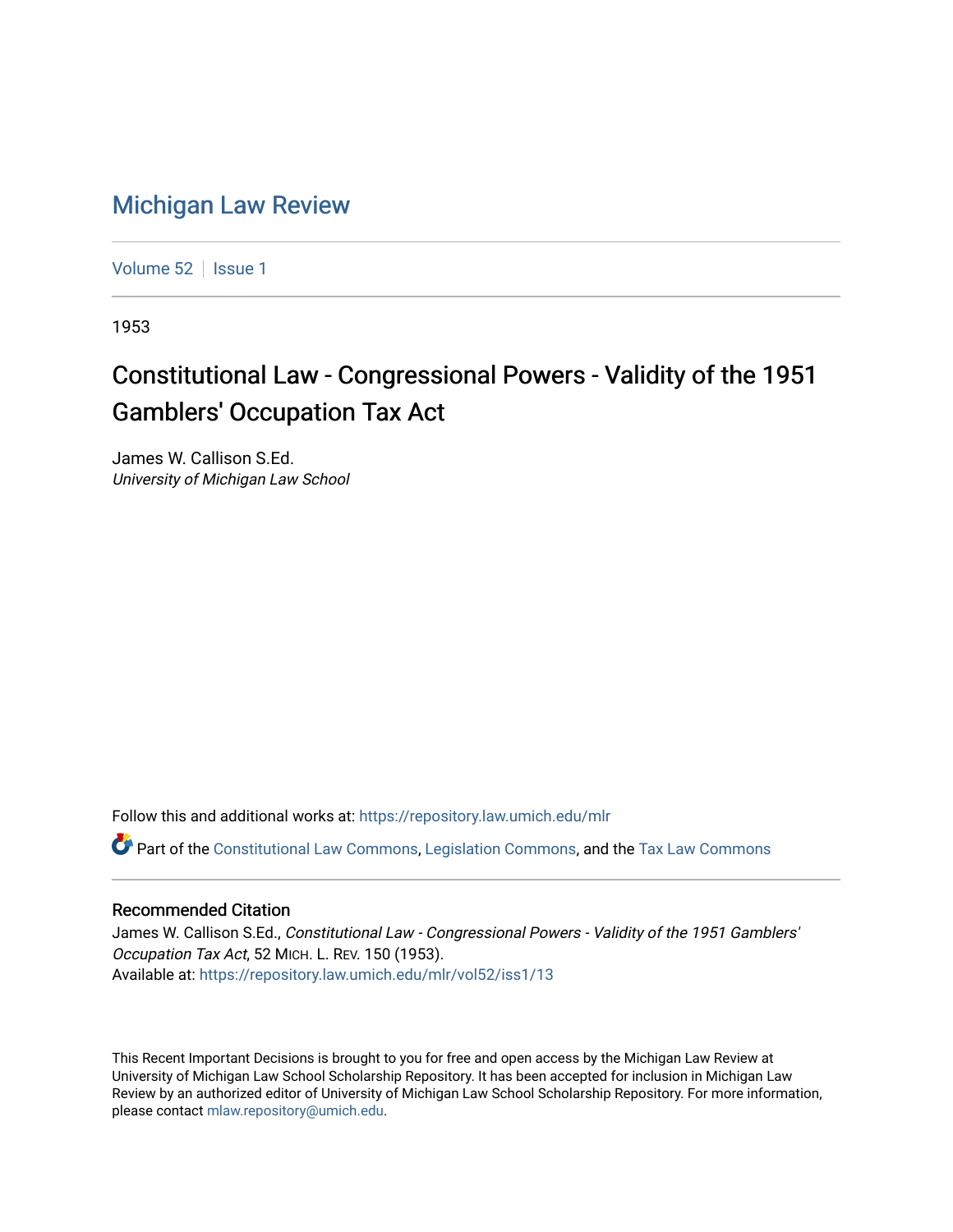# Michigan Law Review

Volume 52 | Issue 1

1953

## Constitutional Law - Congressional Powers - Validity of the 1951 Gamblers' Occupation Tax Act

James W. Callison S.Ed.
*University of Michigan Law School*

Follow this and additional works at: https://repository.law.umich.edu/mlr

Part of the Constitutional Law Commons, Legislation Commons, and the Tax Law Commons

### Recommended Citation

James W. Callison S.Ed., *Constitutional Law - Congressional Powers - Validity of the 1951 Gamblers' Occupation Tax Act*, 52 MICH. L. REV. 150 (1953).
Available at: https://repository.law.umich.edu/mlr/vol52/iss1/13

This Recent Important Decisions is brought to you for free and open access by the Michigan Law Review at University of Michigan Law School Scholarship Repository. It has been accepted for inclusion in Michigan Law Review by an authorized editor of University of Michigan Law School Scholarship Repository. For more information, please contact mlaw.repository@umich.edu.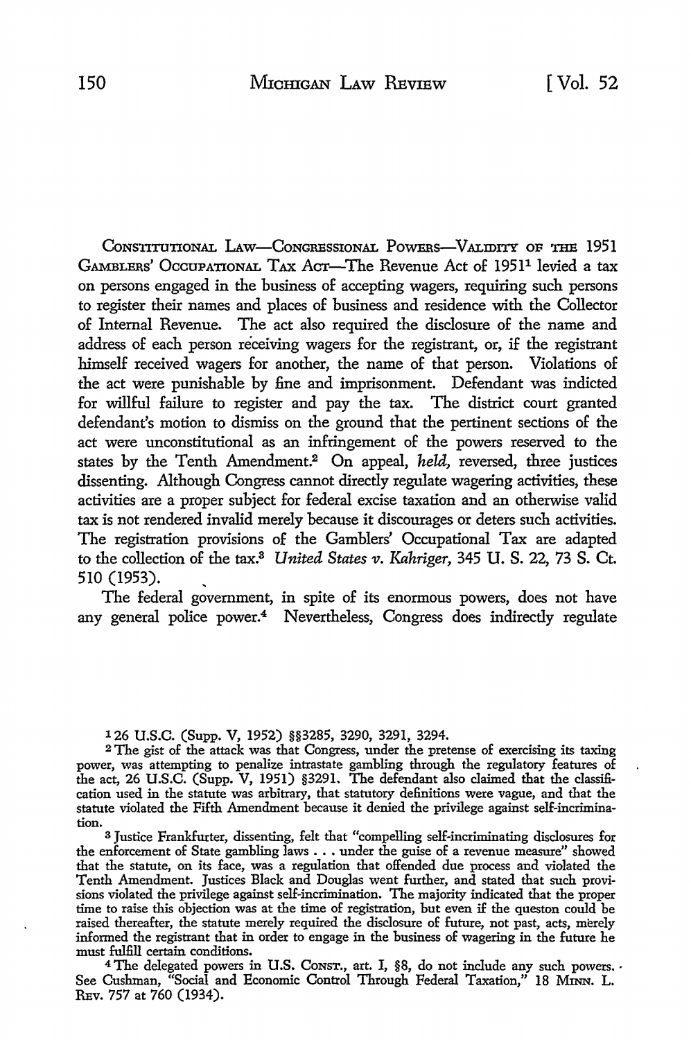CONSTITUTIONAL LAW—CONGRESSIONAL POWERS—VALIDITY OF THE 1951 GAMBLERS' OCCUPATIONAL TAX ACT—The Revenue Act of 1951[1] levied a tax on persons engaged in the business of accepting wagers, requiring such persons to register their names and places of business and residence with the Collector of Internal Revenue. The act also required the disclosure of the name and address of each person receiving wagers for the registrant, or, if the registrant himself received wagers for another, the name of that person. Violations of the act were punishable by fine and imprisonment. Defendant was indicted for willful failure to register and pay the tax. The district court granted defendant's motion to dismiss on the ground that the pertinent sections of the act were unconstitutional as an infringement of the powers reserved to the states by the Tenth Amendment.[2] On appeal, *held*, reversed, three justices dissenting. Although Congress cannot directly regulate wagering activities, these activities are a proper subject for federal excise taxation and an otherwise valid tax is not rendered invalid merely because it discourages or deters such activities. The registration provisions of the Gamblers' Occupational Tax are adapted to the collection of the tax.[3] *United States v. Kahriger*, 345 U. S. 22, 73 S. Ct. 510 (1953).

The federal government, in spite of its enormous powers, does not have any general police power.[4] Nevertheless, Congress does indirectly regulate

---

[1] 26 U.S.C. (Supp. V, 1952) §§3285, 3290, 3291, 3294.

[2] The gist of the attack was that Congress, under the pretense of exercising its taxing power, was attempting to penalize intrastate gambling through the regulatory features of the act, 26 U.S.C. (Supp. V, 1951) §3291. The defendant also claimed that the classification used in the statute was arbitrary, that statutory definitions were vague, and that the statute violated the Fifth Amendment because it denied the privilege against self-incrimination.

[3] Justice Frankfurter, dissenting, felt that "compelling self-incriminating disclosures for the enforcement of State gambling laws . . . under the guise of a revenue measure" showed that the statute, on its face, was a regulation that offended due process and violated the Tenth Amendment. Justices Black and Douglas went further, and stated that such provisions violated the privilege against self-incrimination. The majority indicated that the proper time to raise this objection was at the time of registration, but even if the queston could be raised thereafter, the statute merely required the disclosure of future, not past, acts, merely informed the registrant that in order to engage in the business of wagering in the future he must fulfill certain conditions.

[4] The delegated powers in U.S. CONST., art. I, §8, do not include any such powers. See Cushman, "Social and Economic Control Through Federal Taxation," 18 MINN. L. REV. 757 at 760 (1934).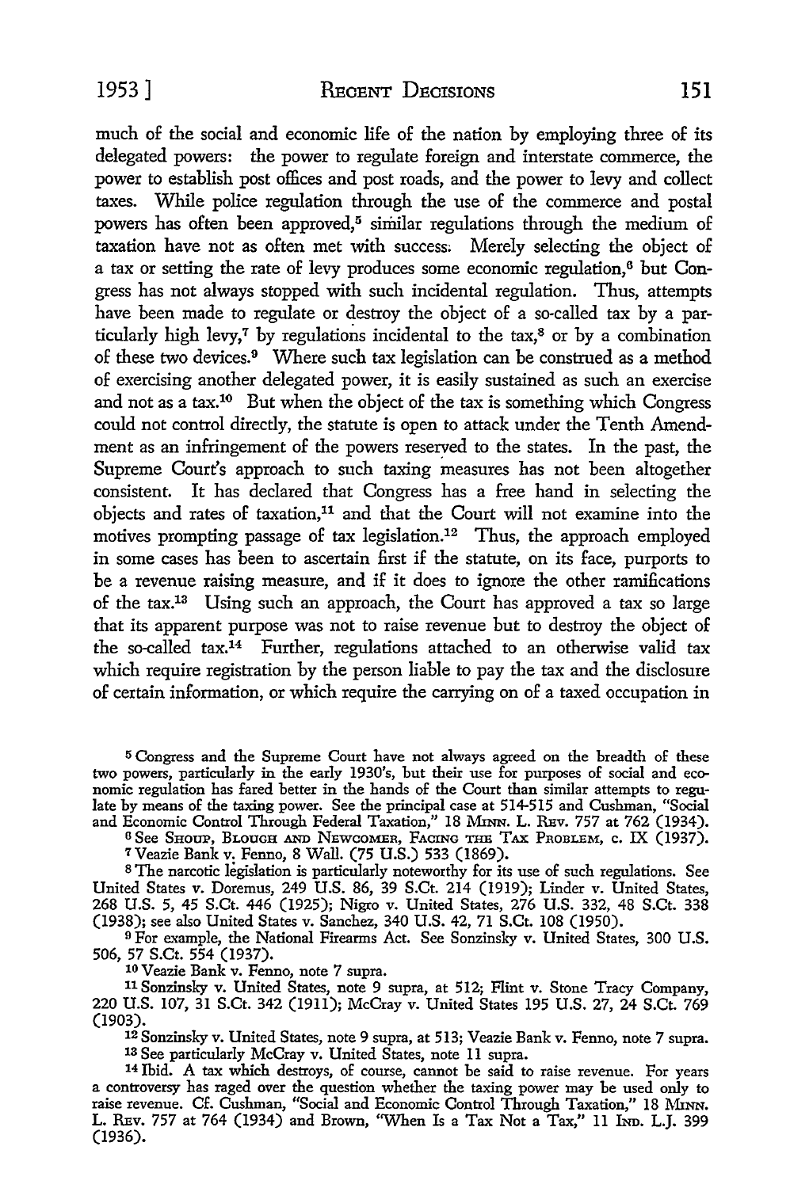much of the social and economic life of the nation by employing three of its delegated powers: the power to regulate foreign and interstate commerce, the power to establish post offices and post roads, and the power to levy and collect taxes. While police regulation through the use of the commerce and postal powers has often been approved,[5] similar regulations through the medium of taxation have not as often met with success. Merely selecting the object of a tax or setting the rate of levy produces some economic regulation,[6] but Congress has not always stopped with such incidental regulation. Thus, attempts have been made to regulate or destroy the object of a so-called tax by a particularly high levy,[7] by regulations incidental to the tax,[8] or by a combination of these two devices.[9] Where such tax legislation can be construed as a method of exercising another delegated power, it is easily sustained as such an exercise and not as a tax.[10] But when the object of the tax is something which Congress could not control directly, the statute is open to attack under the Tenth Amendment as an infringement of the powers reserved to the states. In the past, the Supreme Court's approach to such taxing measures has not been altogether consistent. It has declared that Congress has a free hand in selecting the objects and rates of taxation,[11] and that the Court will not examine into the motives prompting passage of tax legislation.[12] Thus, the approach employed in some cases has been to ascertain first if the statute, on its face, purports to be a revenue raising measure, and if it does to ignore the other ramifications of the tax.[13] Using such an approach, the Court has approved a tax so large that its apparent purpose was not to raise revenue but to destroy the object of the so-called tax.[14] Further, regulations attached to an otherwise valid tax which require registration by the person liable to pay the tax and the disclosure of certain information, or which require the carrying on of a taxed occupation in

---

[5] Congress and the Supreme Court have not always agreed on the breadth of these two powers, particularly in the early 1930's, but their use for purposes of social and economic regulation has fared better in the hands of the Court than similar attempts to regulate by means of the taxing power. See the principal case at 514-515 and Cushman, "Social and Economic Control Through Federal Taxation," 18 MINN. L. REV. 757 at 762 (1934).

[6] See SHOUP, BLOUGH AND NEWCOMER, FACING THE TAX PROBLEM, c. IX (1937).

[7] Veazie Bank v. Fenno, 8 Wall. (75 U.S.) 533 (1869).

[8] The narcotic legislation is particularly noteworthy for its use of such regulations. See United States v. Doremus, 249 U.S. 86, 39 S.Ct. 214 (1919); Linder v. United States, 268 U.S. 5, 45 S.Ct. 446 (1925); Nigro v. United States, 276 U.S. 332, 48 S.Ct. 338 (1938); see also United States v. Sanchez, 340 U.S. 42, 71 S.Ct. 108 (1950).

[9] For example, the National Firearms Act. See Sonzinsky v. United States, 300 U.S. 506, 57 S.Ct. 554 (1937).

[10] Veazie Bank v. Fenno, note 7 supra.

[11] Sonzinsky v. United States, note 9 supra, at 512; Flint v. Stone Tracy Company, 220 U.S. 107, 31 S.Ct. 342 (1911); McCray v. United States 195 U.S. 27, 24 S.Ct. 769 (1903).

[12] Sonzinsky v. United States, note 9 supra, at 513; Veazie Bank v. Fenno, note 7 supra.

[13] See particularly McCray v. United States, note 11 supra.

[14] Ibid. A tax which destroys, of course, cannot be said to raise revenue. For years a controversy has raged over the question whether the taxing power may be used only to raise revenue. Cf. Cushman, "Social and Economic Control Through Taxation," 18 MINN. L. REV. 757 at 764 (1934) and Brown, "When Is a Tax Not a Tax," 11 IND. L.J. 399 (1936).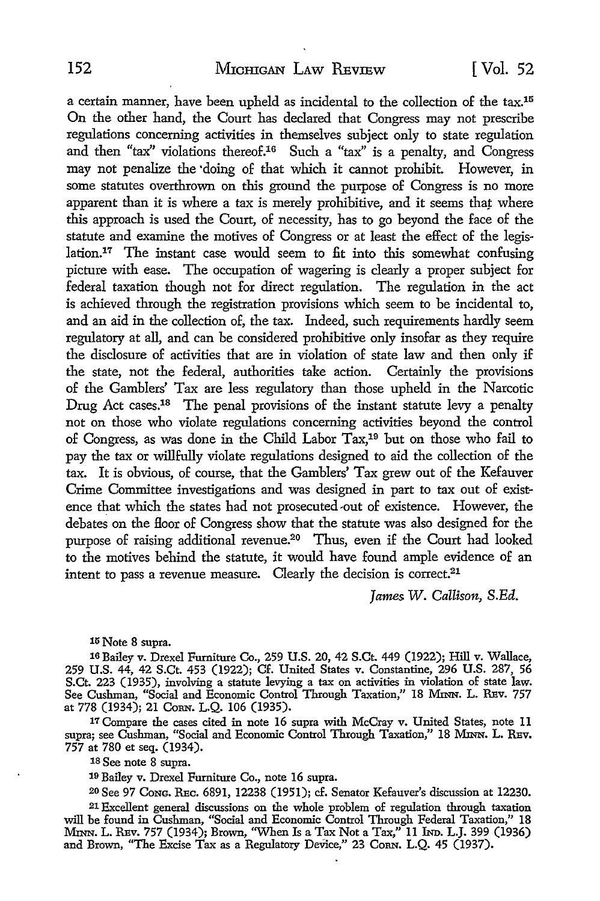a certain manner, have been upheld as incidental to the collection of the tax.[15] On the other hand, the Court has declared that Congress may not prescribe regulations concerning activities in themselves subject only to state regulation and then "tax" violations thereof.[16] Such a "tax" is a penalty, and Congress may not penalize the doing of that which it cannot prohibit. However, in some statutes overthrown on this ground the purpose of Congress is no more apparent than it is where a tax is merely prohibitive, and it seems that where this approach is used the Court, of necessity, has to go beyond the face of the statute and examine the motives of Congress or at least the effect of the legislation.[17] The instant case would seem to fit into this somewhat confusing picture with ease. The occupation of wagering is clearly a proper subject for federal taxation though not for direct regulation. The regulation in the act is achieved through the registration provisions which seem to be incidental to, and an aid in the collection of, the tax. Indeed, such requirements hardly seem regulatory at all, and can be considered prohibitive only insofar as they require the disclosure of activities that are in violation of state law and then only if the state, not the federal, authorities take action. Certainly the provisions of the Gamblers' Tax are less regulatory than those upheld in the Narcotic Drug Act cases.[18] The penal provisions of the instant statute levy a penalty not on those who violate regulations concerning activities beyond the control of Congress, as was done in the Child Labor Tax,[19] but on those who fail to pay the tax or willfully violate regulations designed to aid the collection of the tax. It is obvious, of course, that the Gamblers' Tax grew out of the Kefauver Crime Committee investigations and was designed in part to tax out of existence that which the states had not prosecuted out of existence. However, the debates on the floor of Congress show that the statute was also designed for the purpose of raising additional revenue.[20] Thus, even if the Court had looked to the motives behind the statute, it would have found ample evidence of an intent to pass a revenue measure. Clearly the decision is correct.[21]

*James W. Callison, S.Ed.*

[15] Note 8 supra.

[16] Bailey v. Drexel Furniture Co., 259 U.S. 20, 42 S.Ct. 449 (1922); Hill v. Wallace, 259 U.S. 44, 42 S.Ct. 453 (1922); Cf. United States v. Constantine, 296 U.S. 287, 56 S.Ct. 223 (1935), involving a statute levying a tax on activities in violation of state law. See Cushman, "Social and Economic Control Through Taxation," 18 MINN. L. REV. 757 at 778 (1934); 21 CORN. L.Q. 106 (1935).

[17] Compare the cases cited in note 16 supra with McCray v. United States, note 11 supra; see Cushman, "Social and Economic Control Through Taxation," 18 MINN. L. REV. 757 at 780 et seq. (1934).

[18] See note 8 supra.

[19] Bailey v. Drexel Furniture Co., note 16 supra.

[20] See 97 CONG. REC. 6891, 12238 (1951); cf. Senator Kefauver's discussion at 12230.

[21] Excellent general discussions on the whole problem of regulation through taxation will be found in Cushman, "Social and Economic Control Through Federal Taxation," 18 MINN. L. REV. 757 (1934); Brown, "When Is a Tax Not a Tax," 11 IND. L.J. 399 (1936) and Brown, "The Excise Tax as a Regulatory Device," 23 CORN. L.Q. 45 (1937).